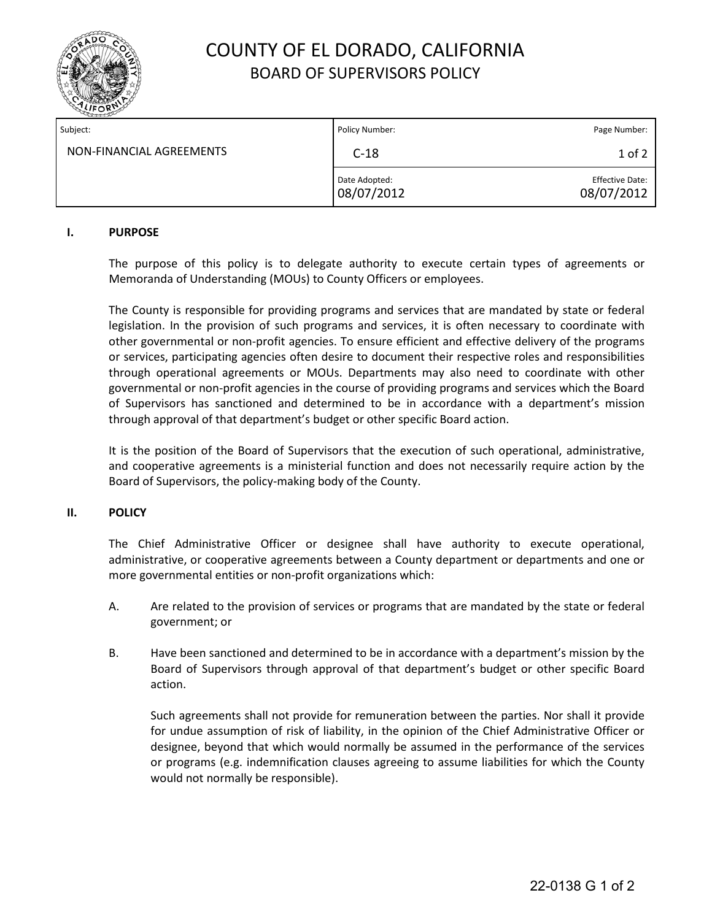# COUNTY OF EL DORADO, CALIFORNIA
## BOARD OF SUPERVISORS POLICY

| Subject: | Policy Number: | Page Number: |
|---|---|---|
| NON-FINANCIAL AGREEMENTS | C-18 | 1 of 2 |
| | Date Adopted: 08/07/2012 | Effective Date: 08/07/2012 |

### I. PURPOSE

The purpose of this policy is to delegate authority to execute certain types of agreements or Memoranda of Understanding (MOUs) to County Officers or employees.

The County is responsible for providing programs and services that are mandated by state or federal legislation. In the provision of such programs and services, it is often necessary to coordinate with other governmental or non-profit agencies. To ensure efficient and effective delivery of the programs or services, participating agencies often desire to document their respective roles and responsibilities through operational agreements or MOUs. Departments may also need to coordinate with other governmental or non-profit agencies in the course of providing programs and services which the Board of Supervisors has sanctioned and determined to be in accordance with a department's mission through approval of that department's budget or other specific Board action.

It is the position of the Board of Supervisors that the execution of such operational, administrative, and cooperative agreements is a ministerial function and does not necessarily require action by the Board of Supervisors, the policy-making body of the County.

### II. POLICY

The Chief Administrative Officer or designee shall have authority to execute operational, administrative, or cooperative agreements between a County department or departments and one or more governmental entities or non-profit organizations which:

A. Are related to the provision of services or programs that are mandated by the state or federal government; or

B. Have been sanctioned and determined to be in accordance with a department's mission by the Board of Supervisors through approval of that department's budget or other specific Board action.

   Such agreements shall not provide for remuneration between the parties. Nor shall it provide for undue assumption of risk of liability, in the opinion of the Chief Administrative Officer or designee, beyond that which would normally be assumed in the performance of the services or programs (e.g. indemnification clauses agreeing to assume liabilities for which the County would not normally be responsible).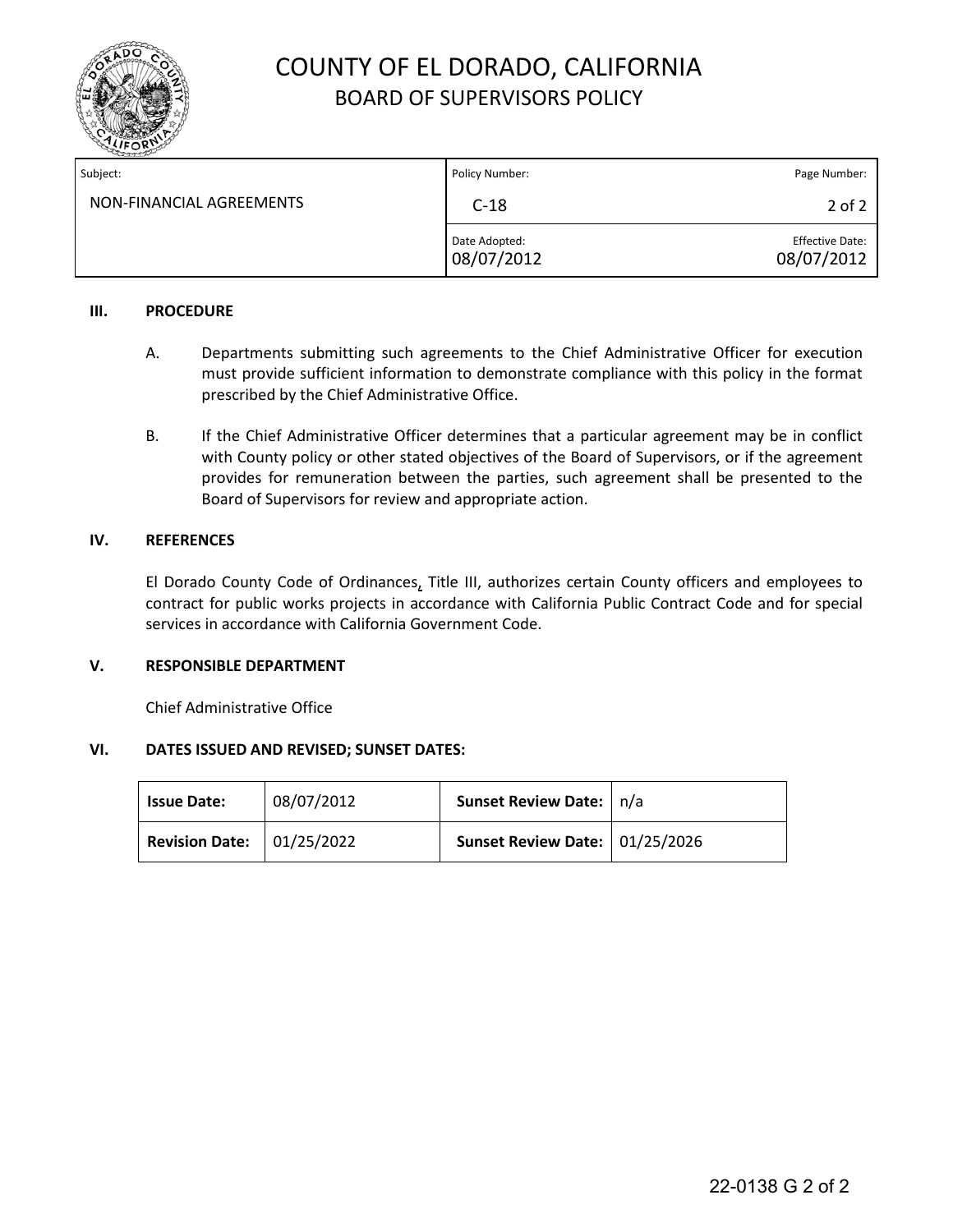# COUNTY OF EL DORADO, CALIFORNIA
## BOARD OF SUPERVISORS POLICY

| Subject: | Policy Number: | Page Number: |
|---|---|---|
| NON-FINANCIAL AGREEMENTS | C-18 | 2 of 2 |
| | Date Adopted: 08/07/2012 | Effective Date: 08/07/2012 |

### III. PROCEDURE

A. Departments submitting such agreements to the Chief Administrative Officer for execution must provide sufficient information to demonstrate compliance with this policy in the format prescribed by the Chief Administrative Office.

B. If the Chief Administrative Officer determines that a particular agreement may be in conflict with County policy or other stated objectives of the Board of Supervisors, or if the agreement provides for remuneration between the parties, such agreement shall be presented to the Board of Supervisors for review and appropriate action.

### IV. REFERENCES

El Dorado County Code of Ordinances, Title III, authorizes certain County officers and employees to contract for public works projects in accordance with California Public Contract Code and for special services in accordance with California Government Code.

### V. RESPONSIBLE DEPARTMENT

Chief Administrative Office

### VI. DATES ISSUED AND REVISED; SUNSET DATES:

| | | | |
|---|---|---|---|
| **Issue Date:** | 08/07/2012 | **Sunset Review Date:** | n/a |
| **Revision Date:** | 01/25/2022 | **Sunset Review Date:** | 01/25/2026 |

22-0138 G 2 of 2